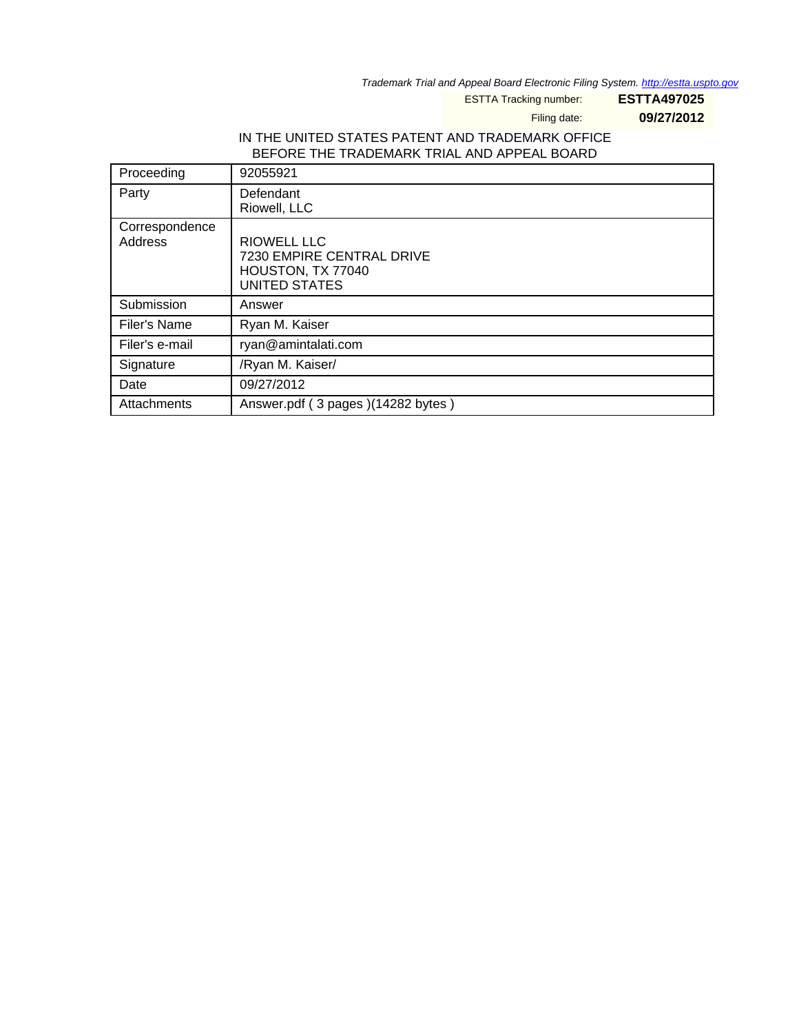Trademark Trial and Appeal Board Electronic Filing System. http://estta.uspto.gov

ESTTA Tracking number: **ESTTA497025**

Filing date: **09/27/2012**

IN THE UNITED STATES PATENT AND TRADEMARK OFFICE
BEFORE THE TRADEMARK TRIAL AND APPEAL BOARD

| | |
|---|---|
| Proceeding | 92055921 |
| Party | Defendant<br>Riowell, LLC |
| Correspondence Address | RIOWELL LLC<br>7230 EMPIRE CENTRAL DRIVE<br>HOUSTON, TX 77040<br>UNITED STATES |
| Submission | Answer |
| Filer's Name | Ryan M. Kaiser |
| Filer's e-mail | ryan@amintalati.com |
| Signature | /Ryan M. Kaiser/ |
| Date | 09/27/2012 |
| Attachments | Answer.pdf ( 3 pages )(14282 bytes ) |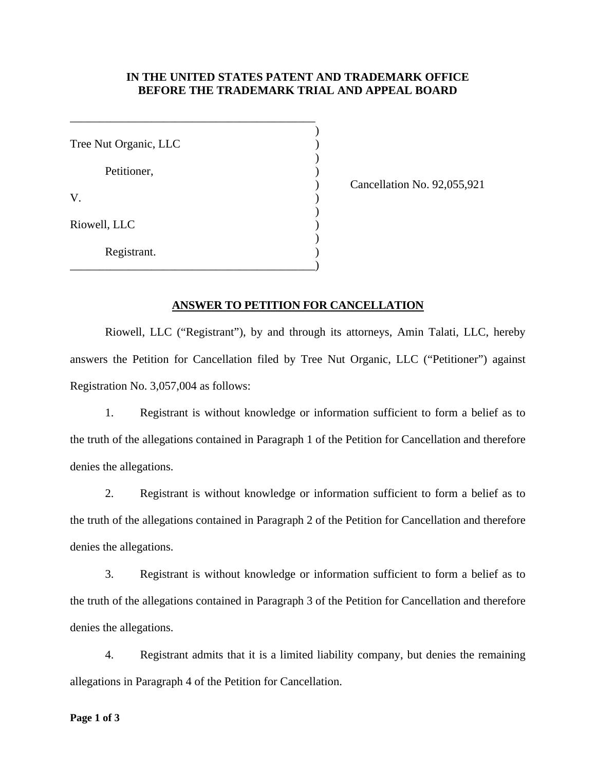**IN THE UNITED STATES PATENT AND TRADEMARK OFFICE**
**BEFORE THE TRADEMARK TRIAL AND APPEAL BOARD**

| | | |
|---|---|---|
| Tree Nut Organic, LLC | ) | |
| Petitioner, | ) | |
| V. | ) | Cancellation No. 92,055,921 |
| Riowell, LLC | ) | |
| Registrant. | ) | |

## ANSWER TO PETITION FOR CANCELLATION

Riowell, LLC ("Registrant"), by and through its attorneys, Amin Talati, LLC, hereby answers the Petition for Cancellation filed by Tree Nut Organic, LLC ("Petitioner") against Registration No. 3,057,004 as follows:

1. Registrant is without knowledge or information sufficient to form a belief as to the truth of the allegations contained in Paragraph 1 of the Petition for Cancellation and therefore denies the allegations.

2. Registrant is without knowledge or information sufficient to form a belief as to the truth of the allegations contained in Paragraph 2 of the Petition for Cancellation and therefore denies the allegations.

3. Registrant is without knowledge or information sufficient to form a belief as to the truth of the allegations contained in Paragraph 3 of the Petition for Cancellation and therefore denies the allegations.

4. Registrant admits that it is a limited liability company, but denies the remaining allegations in Paragraph 4 of the Petition for Cancellation.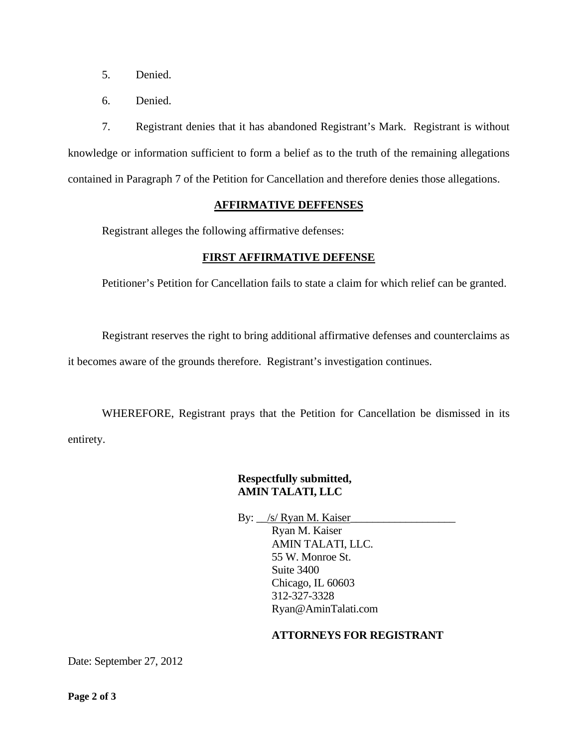5. Denied.

6. Denied.

7. Registrant denies that it has abandoned Registrant's Mark. Registrant is without knowledge or information sufficient to form a belief as to the truth of the remaining allegations contained in Paragraph 7 of the Petition for Cancellation and therefore denies those allegations.

## AFFIRMATIVE DEFFENSES

Registrant alleges the following affirmative defenses:

### FIRST AFFIRMATIVE DEFENSE

Petitioner's Petition for Cancellation fails to state a claim for which relief can be granted.

Registrant reserves the right to bring additional affirmative defenses and counterclaims as it becomes aware of the grounds therefore. Registrant's investigation continues.

WHEREFORE, Registrant prays that the Petition for Cancellation be dismissed in its entirety.

**Respectfully submitted,**
**AMIN TALATI, LLC**

By: /s/ Ryan M. Kaiser
Ryan M. Kaiser
AMIN TALATI, LLC.
55 W. Monroe St.
Suite 3400
Chicago, IL 60603
312-327-3328
Ryan@AminTalati.com

**ATTORNEYS FOR REGISTRANT**

Date: September 27, 2012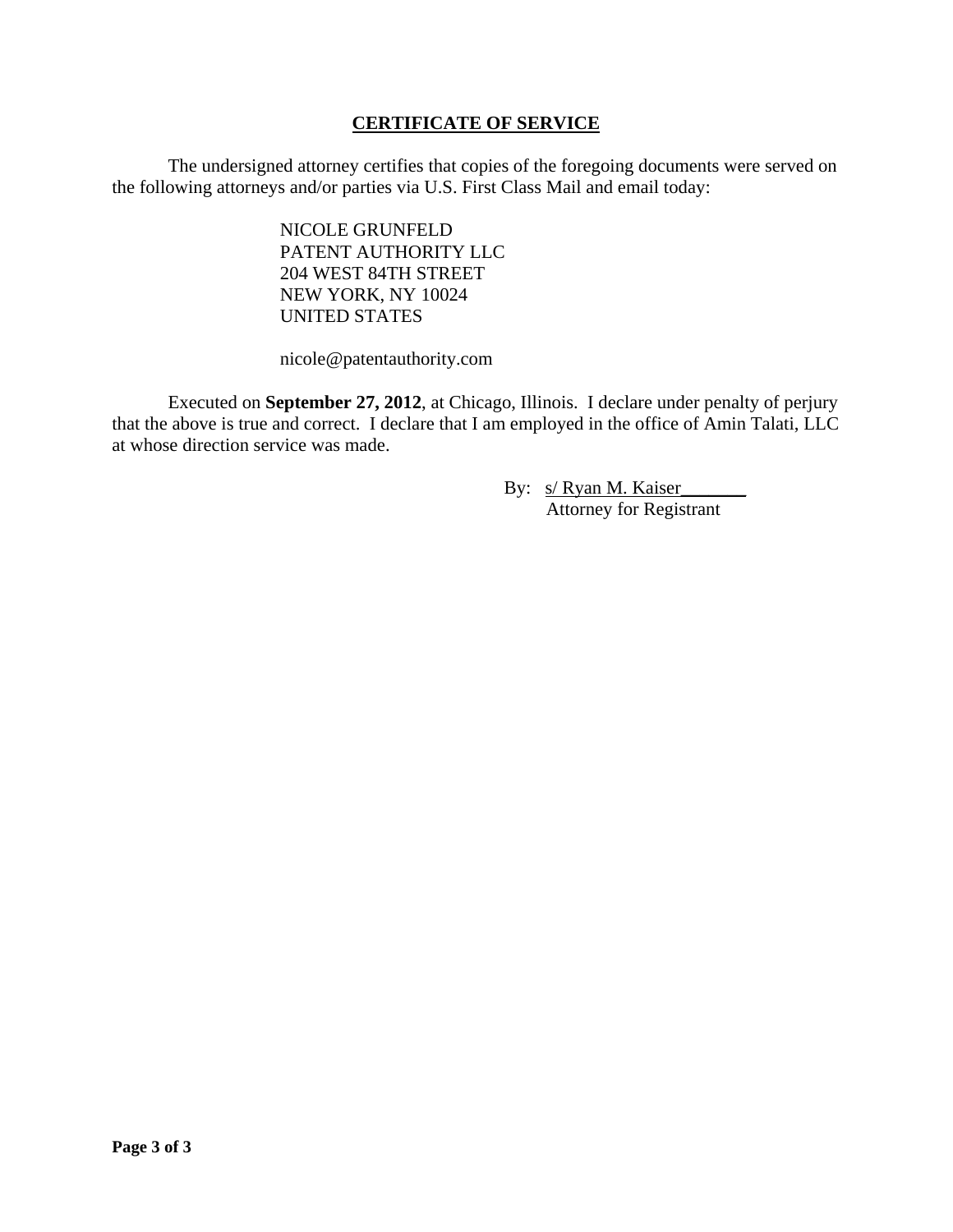# **CERTIFICATE OF SERVICE**

The undersigned attorney certifies that copies of the foregoing documents were served on the following attorneys and/or parties via U.S. First Class Mail and email today:

NICOLE GRUNFELD
PATENT AUTHORITY LLC
204 WEST 84TH STREET
NEW YORK, NY 10024
UNITED STATES

nicole@patentauthority.com

Executed on **September 27, 2012**, at Chicago, Illinois. I declare under penalty of perjury that the above is true and correct. I declare that I am employed in the office of Amin Talati, LLC at whose direction service was made.

By: s/ Ryan M. Kaiser_______
Attorney for Registrant